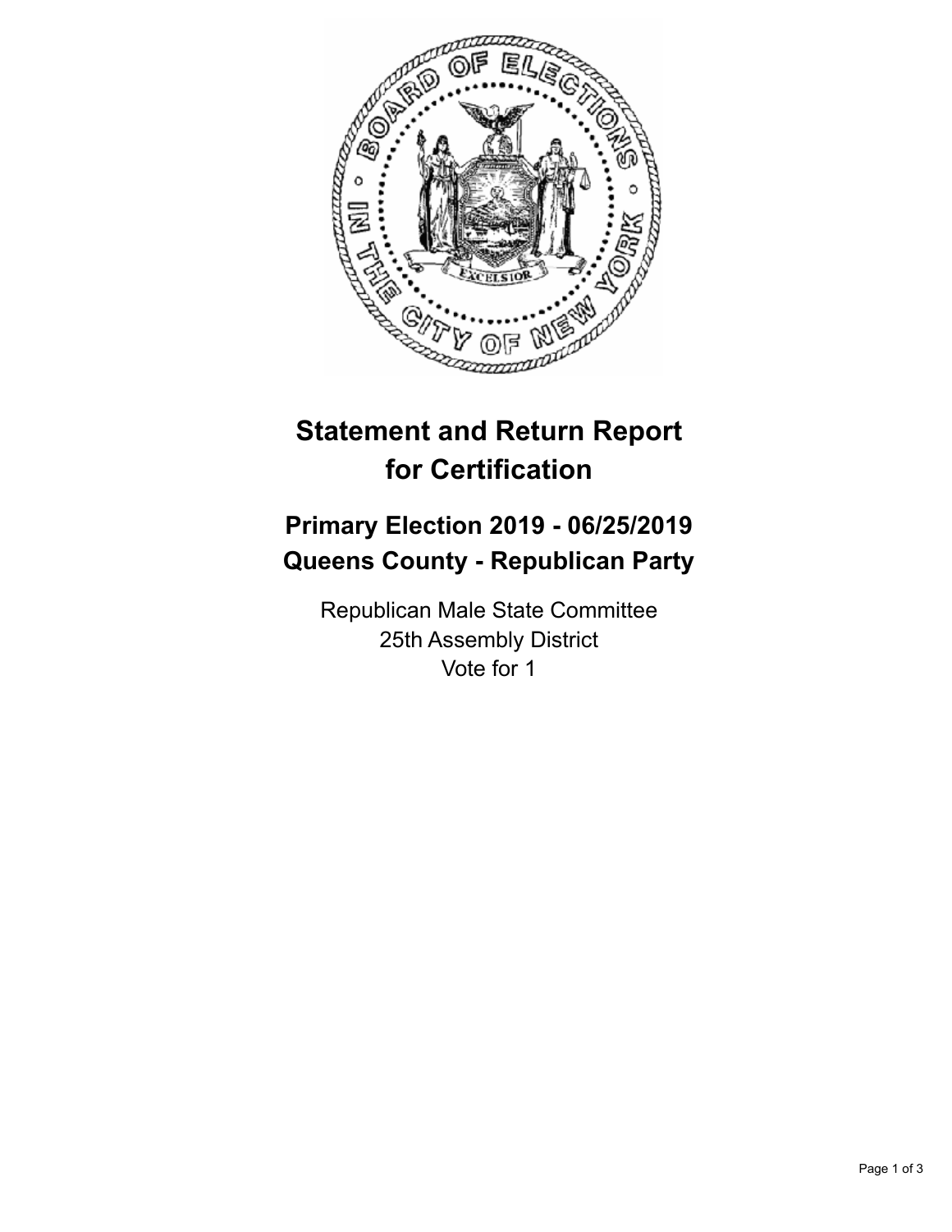# Statement and Return Report for Certification

## Primary Election 2019 - 06/25/2019
## Queens County - Republican Party

Republican Male State Committee
25th Assembly District
Vote for 1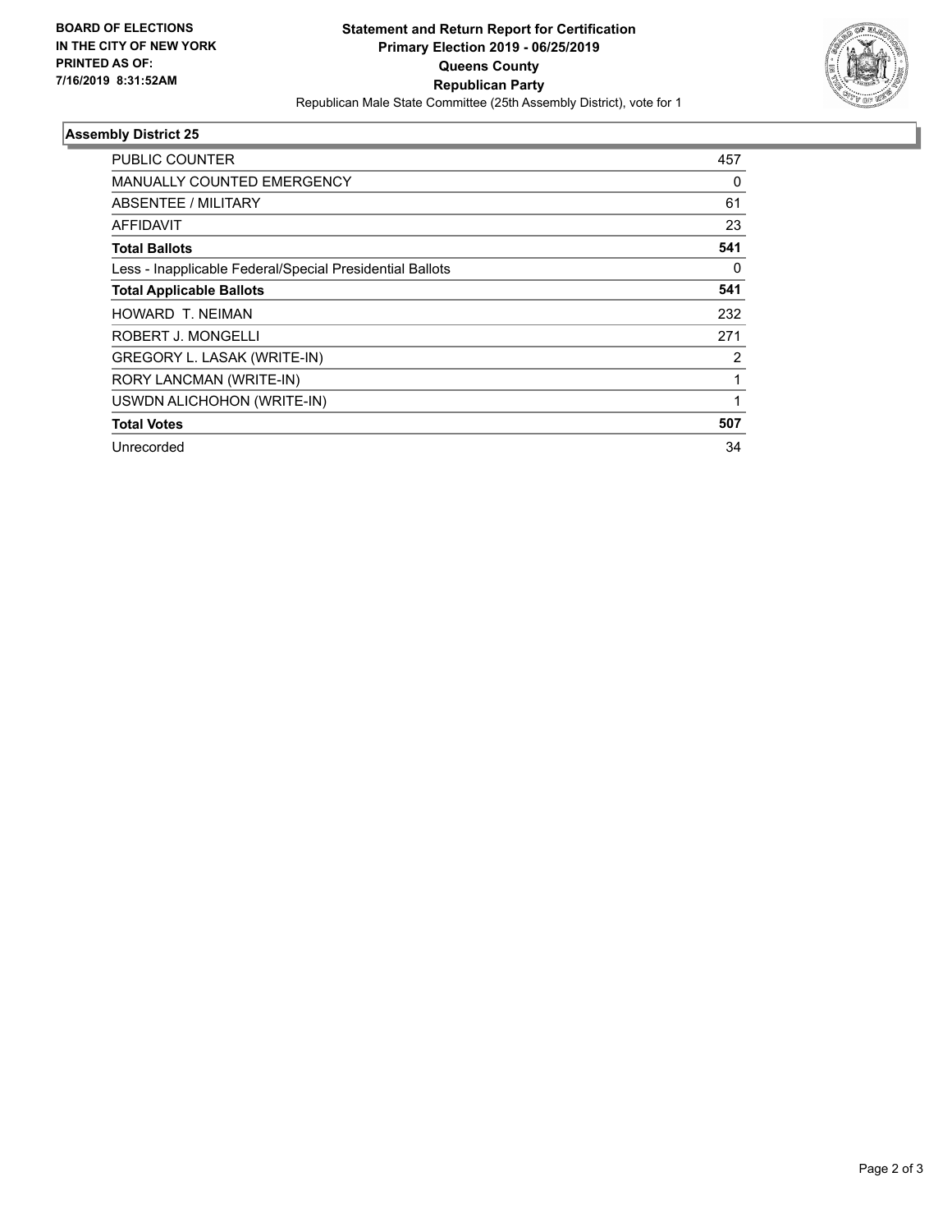**BOARD OF ELECTIONS IN THE CITY OF NEW YORK PRINTED AS OF: 7/16/2019 8:31:52AM**

**Statement and Return Report for Certification**
**Primary Election 2019 - 06/25/2019**
**Queens County**
**Republican Party**
Republican Male State Committee (25th Assembly District), vote for 1

## Assembly District 25

| | |
|---|---|
| PUBLIC COUNTER | 457 |
| MANUALLY COUNTED EMERGENCY | 0 |
| ABSENTEE / MILITARY | 61 |
| AFFIDAVIT | 23 |
| **Total Ballots** | **541** |
| Less - Inapplicable Federal/Special Presidential Ballots | 0 |
| **Total Applicable Ballots** | **541** |
| HOWARD T. NEIMAN | 232 |
| ROBERT J. MONGELLI | 271 |
| GREGORY L. LASAK (WRITE-IN) | 2 |
| RORY LANCMAN (WRITE-IN) | 1 |
| USWDN ALICHOHON (WRITE-IN) | 1 |
| **Total Votes** | **507** |
| Unrecorded | 34 |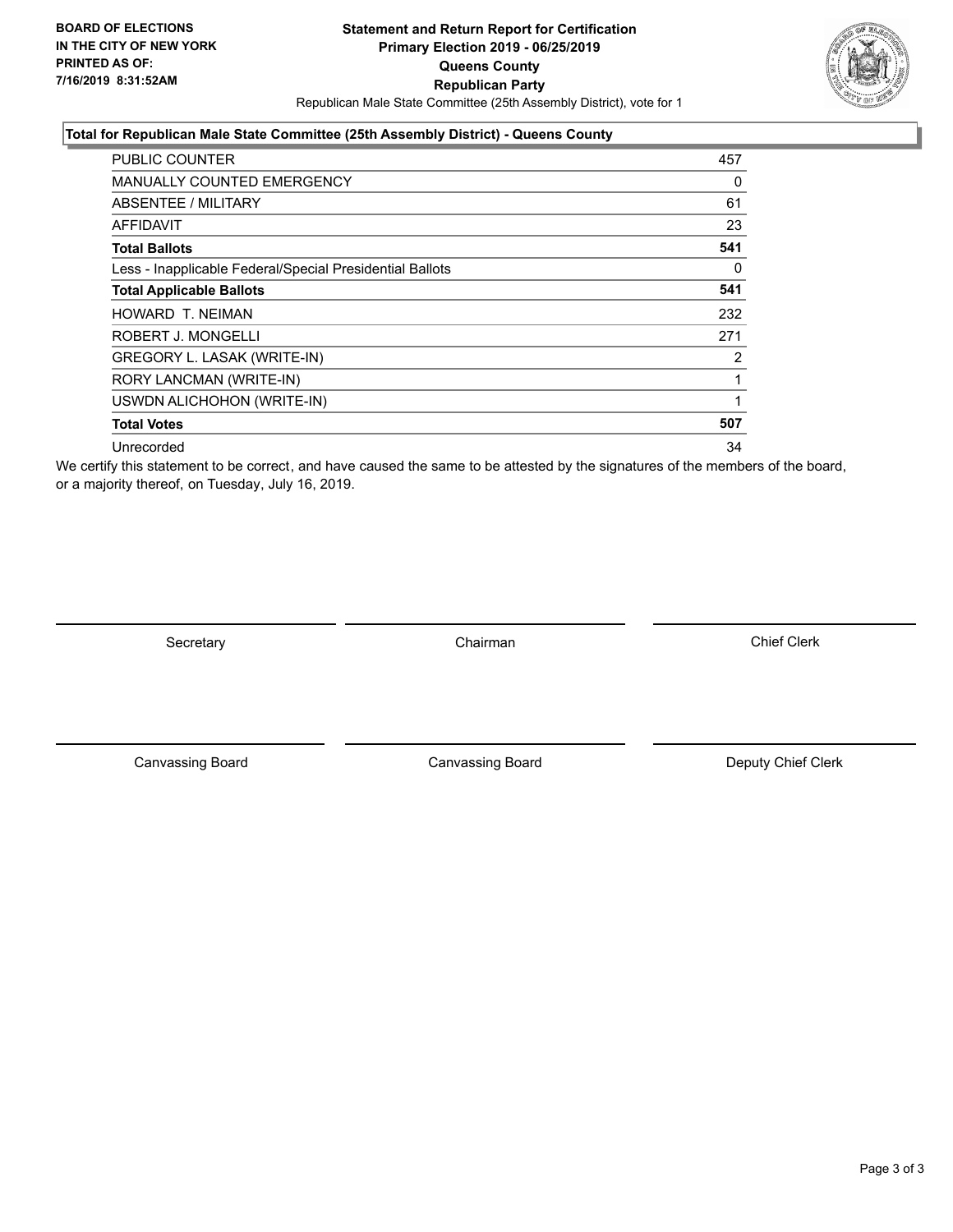**BOARD OF ELECTIONS IN THE CITY OF NEW YORK PRINTED AS OF: 7/16/2019 8:31:52AM**

**Statement and Return Report for Certification Primary Election 2019 - 06/25/2019 Queens County Republican Party**

Republican Male State Committee (25th Assembly District), vote for 1

**Total for Republican Male State Committee (25th Assembly District) - Queens County**

| | |
|---|---|
| PUBLIC COUNTER | 457 |
| MANUALLY COUNTED EMERGENCY | 0 |
| ABSENTEE / MILITARY | 61 |
| AFFIDAVIT | 23 |
| **Total Ballots** | **541** |
| Less - Inapplicable Federal/Special Presidential Ballots | 0 |
| **Total Applicable Ballots** | **541** |
| HOWARD T. NEIMAN | 232 |
| ROBERT J. MONGELLI | 271 |
| GREGORY L. LASAK (WRITE-IN) | 2 |
| RORY LANCMAN (WRITE-IN) | 1 |
| USWDN ALICHOHON (WRITE-IN) | 1 |
| **Total Votes** | **507** |
| Unrecorded | 34 |

We certify this statement to be correct, and have caused the same to be attested by the signatures of the members of the board, or a majority thereof, on Tuesday, July 16, 2019.

Secretary

Chairman

Chief Clerk

Canvassing Board

Canvassing Board

Deputy Chief Clerk